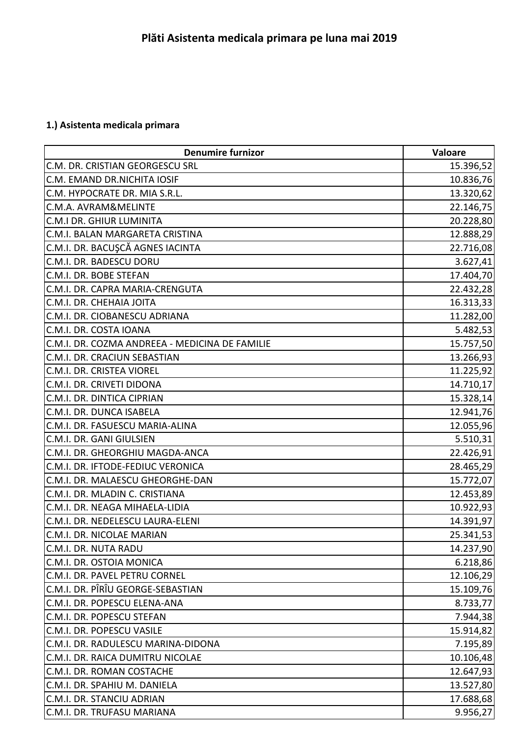# Plăti Asistenta medicala primara pe luna mai 2019

### 1.) Asistenta medicala primara

| Denumire furnizor | Valoare |
|---|---:|
| C.M. DR. CRISTIAN GEORGESCU SRL | 15.396,52 |
| C.M. EMAND DR.NICHITA IOSIF | 10.836,76 |
| C.M. HYPOCRATE DR. MIA S.R.L. | 13.320,62 |
| C.M.A. AVRAM&MELINTE | 22.146,75 |
| C.M.I DR. GHIUR LUMINITA | 20.228,80 |
| C.M.I. BALAN MARGARETA CRISTINA | 12.888,29 |
| C.M.I. DR. BACUŞCĂ AGNES IACINTA | 22.716,08 |
| C.M.I. DR. BADESCU DORU | 3.627,41 |
| C.M.I. DR. BOBE STEFAN | 17.404,70 |
| C.M.I. DR. CAPRA MARIA-CRENGUTA | 22.432,28 |
| C.M.I. DR. CHEHAIA JOITA | 16.313,33 |
| C.M.I. DR. CIOBANESCU ADRIANA | 11.282,00 |
| C.M.I. DR. COSTA IOANA | 5.482,53 |
| C.M.I. DR. COZMA ANDREEA - MEDICINA DE FAMILIE | 15.757,50 |
| C.M.I. DR. CRACIUN SEBASTIAN | 13.266,93 |
| C.M.I. DR. CRISTEA VIOREL | 11.225,92 |
| C.M.I. DR. CRIVETI DIDONA | 14.710,17 |
| C.M.I. DR. DINTICA CIPRIAN | 15.328,14 |
| C.M.I. DR. DUNCA ISABELA | 12.941,76 |
| C.M.I. DR. FASUESCU MARIA-ALINA | 12.055,96 |
| C.M.I. DR. GANI GIULSIEN | 5.510,31 |
| C.M.I. DR. GHEORGHIU MAGDA-ANCA | 22.426,91 |
| C.M.I. DR. IFTODE-FEDIUC VERONICA | 28.465,29 |
| C.M.I. DR. MALAESCU GHEORGHE-DAN | 15.772,07 |
| C.M.I. DR. MLADIN C. CRISTIANA | 12.453,89 |
| C.M.I. DR. NEAGA MIHAELA-LIDIA | 10.922,93 |
| C.M.I. DR. NEDELESCU LAURA-ELENI | 14.391,97 |
| C.M.I. DR. NICOLAE MARIAN | 25.341,53 |
| C.M.I. DR. NUTA RADU | 14.237,90 |
| C.M.I. DR. OSTOIA MONICA | 6.218,86 |
| C.M.I. DR. PAVEL PETRU CORNEL | 12.106,29 |
| C.M.I. DR. PÎRÎU GEORGE-SEBASTIAN | 15.109,76 |
| C.M.I. DR. POPESCU ELENA-ANA | 8.733,77 |
| C.M.I. DR. POPESCU STEFAN | 7.944,38 |
| C.M.I. DR. POPESCU VASILE | 15.914,82 |
| C.M.I. DR. RADULESCU MARINA-DIDONA | 7.195,89 |
| C.M.I. DR. RAICA DUMITRU NICOLAE | 10.106,48 |
| C.M.I. DR. ROMAN COSTACHE | 12.647,93 |
| C.M.I. DR. SPAHIU M. DANIELA | 13.527,80 |
| C.M.I. DR. STANCIU ADRIAN | 17.688,68 |
| C.M.I. DR. TRUFASU MARIANA | 9.956,27 |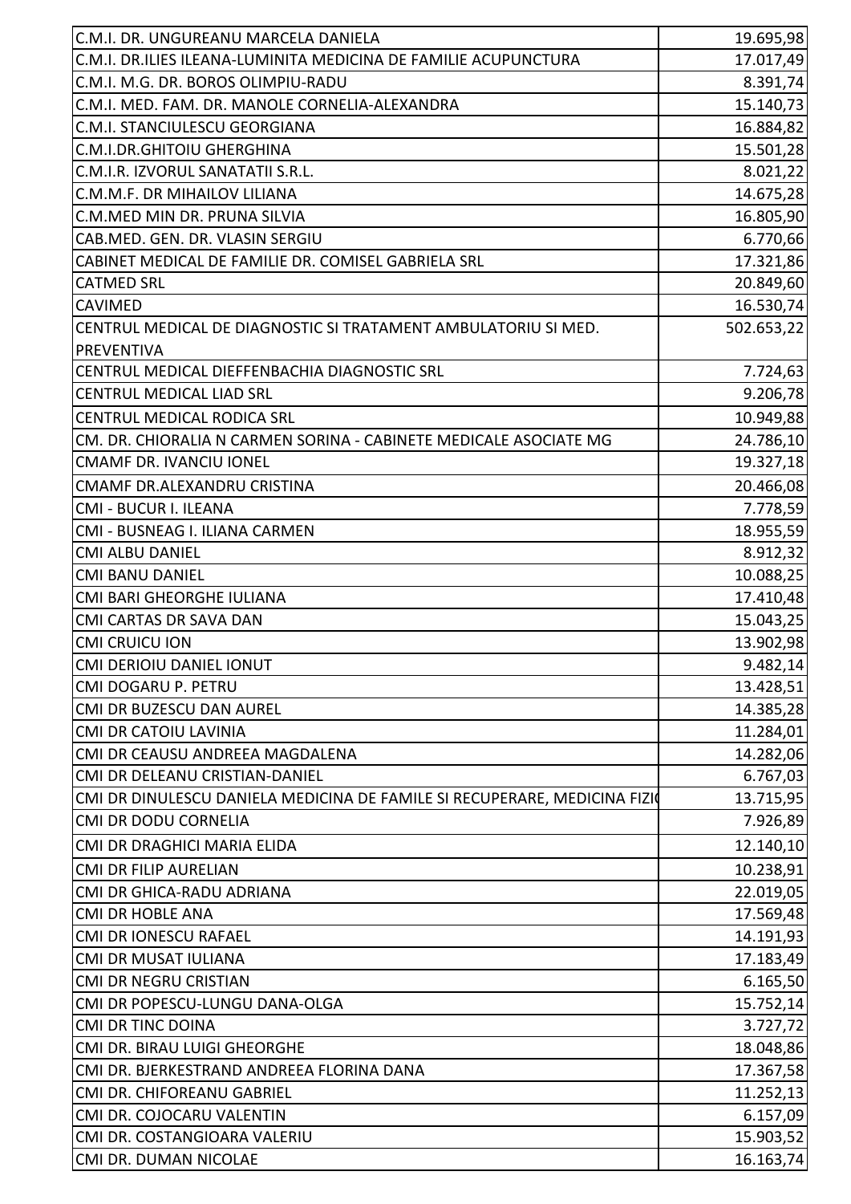| | |
|---|---|
| C.M.I. DR. UNGUREANU MARCELA DANIELA | 19.695,98 |
| C.M.I. DR.ILIES ILEANA-LUMINITA MEDICINA DE FAMILIE ACUPUNCTURA | 17.017,49 |
| C.M.I. M.G. DR. BOROS OLIMPIU-RADU | 8.391,74 |
| C.M.I. MED. FAM. DR. MANOLE CORNELIA-ALEXANDRA | 15.140,73 |
| C.M.I. STANCIULESCU GEORGIANA | 16.884,82 |
| C.M.I.DR.GHITOIU GHERGHINA | 15.501,28 |
| C.M.I.R. IZVORUL SANATATII S.R.L. | 8.021,22 |
| C.M.M.F. DR MIHAILOV LILIANA | 14.675,28 |
| C.M.MED MIN DR. PRUNA SILVIA | 16.805,90 |
| CAB.MED. GEN. DR. VLASIN SERGIU | 6.770,66 |
| CABINET MEDICAL DE FAMILIE DR. COMISEL GABRIELA SRL | 17.321,86 |
| CATMED SRL | 20.849,60 |
| CAVIMED | 16.530,74 |
| CENTRUL MEDICAL DE DIAGNOSTIC SI TRATAMENT AMBULATORIU SI MED. PREVENTIVA | 502.653,22 |
| CENTRUL MEDICAL DIEFFENBACHIA DIAGNOSTIC SRL | 7.724,63 |
| CENTRUL MEDICAL LIAD SRL | 9.206,78 |
| CENTRUL MEDICAL RODICA SRL | 10.949,88 |
| CM. DR. CHIORALIA N CARMEN SORINA - CABINETE MEDICALE ASOCIATE MG | 24.786,10 |
| CMAMF DR. IVANCIU IONEL | 19.327,18 |
| CMAMF DR.ALEXANDRU CRISTINA | 20.466,08 |
| CMI - BUCUR I. ILEANA | 7.778,59 |
| CMI - BUSNEAG I. ILIANA CARMEN | 18.955,59 |
| CMI ALBU DANIEL | 8.912,32 |
| CMI BANU DANIEL | 10.088,25 |
| CMI BARI GHEORGHE IULIANA | 17.410,48 |
| CMI CARTAS DR SAVA DAN | 15.043,25 |
| CMI CRUICU ION | 13.902,98 |
| CMI DERIOIU DANIEL IONUT | 9.482,14 |
| CMI DOGARU P. PETRU | 13.428,51 |
| CMI DR BUZESCU DAN AUREL | 14.385,28 |
| CMI DR CATOIU LAVINIA | 11.284,01 |
| CMI DR CEAUSU ANDREEA MAGDALENA | 14.282,06 |
| CMI DR DELEANU CRISTIAN-DANIEL | 6.767,03 |
| CMI DR DINULESCU DANIELA MEDICINA DE FAMILE SI RECUPERARE, MEDICINA FIZI | 13.715,95 |
| CMI DR DODU CORNELIA | 7.926,89 |
| CMI DR DRAGHICI MARIA ELIDA | 12.140,10 |
| CMI DR FILIP AURELIAN | 10.238,91 |
| CMI DR GHICA-RADU ADRIANA | 22.019,05 |
| CMI DR HOBLE ANA | 17.569,48 |
| CMI DR IONESCU RAFAEL | 14.191,93 |
| CMI DR MUSAT IULIANA | 17.183,49 |
| CMI DR NEGRU CRISTIAN | 6.165,50 |
| CMI DR POPESCU-LUNGU DANA-OLGA | 15.752,14 |
| CMI DR TINC DOINA | 3.727,72 |
| CMI DR. BIRAU LUIGI GHEORGHE | 18.048,86 |
| CMI DR. BJERKESTRAND ANDREEA FLORINA DANA | 17.367,58 |
| CMI DR. CHIFOREANU GABRIEL | 11.252,13 |
| CMI DR. COJOCARU VALENTIN | 6.157,09 |
| CMI DR. COSTANGIOARA VALERIU | 15.903,52 |
| CMI DR. DUMAN NICOLAE | 16.163,74 |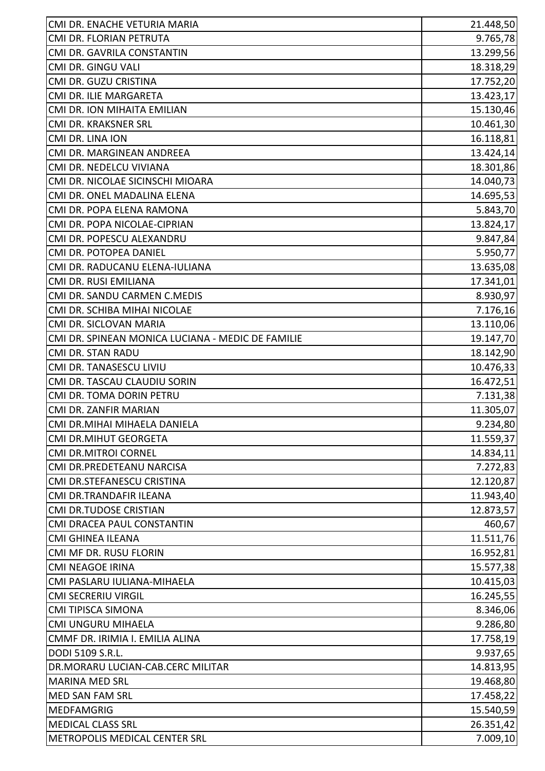| | |
|---|---|
| CMI DR. ENACHE VETURIA MARIA | 21.448,50 |
| CMI DR. FLORIAN PETRUTA | 9.765,78 |
| CMI DR. GAVRILA CONSTANTIN | 13.299,56 |
| CMI DR. GINGU VALI | 18.318,29 |
| CMI DR. GUZU CRISTINA | 17.752,20 |
| CMI DR. ILIE MARGARETA | 13.423,17 |
| CMI DR. ION MIHAITA EMILIAN | 15.130,46 |
| CMI DR. KRAKSNER SRL | 10.461,30 |
| CMI DR. LINA ION | 16.118,81 |
| CMI DR. MARGINEAN ANDREEA | 13.424,14 |
| CMI DR. NEDELCU VIVIANA | 18.301,86 |
| CMI DR. NICOLAE SICINSCHI MIOARA | 14.040,73 |
| CMI DR. ONEL MADALINA ELENA | 14.695,53 |
| CMI DR. POPA ELENA RAMONA | 5.843,70 |
| CMI DR. POPA NICOLAE-CIPRIAN | 13.824,17 |
| CMI DR. POPESCU ALEXANDRU | 9.847,84 |
| CMI DR. POTOPEA DANIEL | 5.950,77 |
| CMI DR. RADUCANU ELENA-IULIANA | 13.635,08 |
| CMI DR. RUSI EMILIANA | 17.341,01 |
| CMI DR. SANDU CARMEN C.MEDIS | 8.930,97 |
| CMI DR. SCHIBA MIHAI NICOLAE | 7.176,16 |
| CMI DR. SICLOVAN MARIA | 13.110,06 |
| CMI DR. SPINEAN MONICA LUCIANA - MEDIC DE FAMILIE | 19.147,70 |
| CMI DR. STAN RADU | 18.142,90 |
| CMI DR. TANASESCU LIVIU | 10.476,33 |
| CMI DR. TASCAU CLAUDIU SORIN | 16.472,51 |
| CMI DR. TOMA DORIN PETRU | 7.131,38 |
| CMI DR. ZANFIR MARIAN | 11.305,07 |
| CMI DR.MIHAI MIHAELA DANIELA | 9.234,80 |
| CMI DR.MIHUT GEORGETA | 11.559,37 |
| CMI DR.MITROI CORNEL | 14.834,11 |
| CMI DR.PREDETEANU NARCISA | 7.272,83 |
| CMI DR.STEFANESCU CRISTINA | 12.120,87 |
| CMI DR.TRANDAFIR ILEANA | 11.943,40 |
| CMI DR.TUDOSE CRISTIAN | 12.873,57 |
| CMI DRACEA PAUL CONSTANTIN | 460,67 |
| CMI GHINEA ILEANA | 11.511,76 |
| CMI MF DR. RUSU FLORIN | 16.952,81 |
| CMI NEAGOE IRINA | 15.577,38 |
| CMI PASLARU IULIANA-MIHAELA | 10.415,03 |
| CMI SECRERIU VIRGIL | 16.245,55 |
| CMI TIPISCA SIMONA | 8.346,06 |
| CMI UNGURU MIHAELA | 9.286,80 |
| CMMF DR. IRIMIA I. EMILIA ALINA | 17.758,19 |
| DODI 5109 S.R.L. | 9.937,65 |
| DR.MORARU LUCIAN-CAB.CERC MILITAR | 14.813,95 |
| MARINA MED SRL | 19.468,80 |
| MED SAN FAM SRL | 17.458,22 |
| MEDFAMGRIG | 15.540,59 |
| MEDICAL CLASS SRL | 26.351,42 |
| METROPOLIS MEDICAL CENTER SRL | 7.009,10 |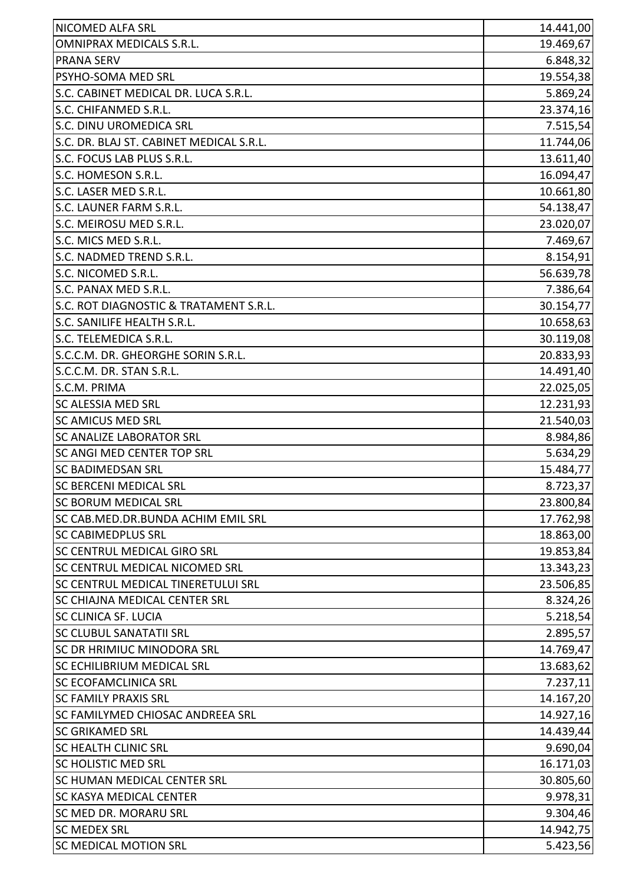| | |
|---|---|
| NICOMED ALFA SRL | 14.441,00 |
| OMNIPRAX MEDICALS S.R.L. | 19.469,67 |
| PRANA SERV | 6.848,32 |
| PSYHO-SOMA MED SRL | 19.554,38 |
| S.C. CABINET MEDICAL DR. LUCA S.R.L. | 5.869,24 |
| S.C. CHIFANMED S.R.L. | 23.374,16 |
| S.C. DINU UROMEDICA SRL | 7.515,54 |
| S.C. DR. BLAJ ST. CABINET MEDICAL S.R.L. | 11.744,06 |
| S.C. FOCUS LAB PLUS S.R.L. | 13.611,40 |
| S.C. HOMESON S.R.L. | 16.094,47 |
| S.C. LASER MED S.R.L. | 10.661,80 |
| S.C. LAUNER FARM S.R.L. | 54.138,47 |
| S.C. MEIROSU MED S.R.L. | 23.020,07 |
| S.C. MICS MED S.R.L. | 7.469,67 |
| S.C. NADMED TREND S.R.L. | 8.154,91 |
| S.C. NICOMED S.R.L. | 56.639,78 |
| S.C. PANAX MED S.R.L. | 7.386,64 |
| S.C. ROT DIAGNOSTIC & TRATAMENT S.R.L. | 30.154,77 |
| S.C. SANILIFE HEALTH S.R.L. | 10.658,63 |
| S.C. TELEMEDICA S.R.L. | 30.119,08 |
| S.C.C.M. DR. GHEORGHE SORIN S.R.L. | 20.833,93 |
| S.C.C.M. DR. STAN S.R.L. | 14.491,40 |
| S.C.M. PRIMA | 22.025,05 |
| SC ALESSIA MED SRL | 12.231,93 |
| SC AMICUS MED SRL | 21.540,03 |
| SC ANALIZE LABORATOR SRL | 8.984,86 |
| SC ANGI MED CENTER TOP SRL | 5.634,29 |
| SC BADIMEDSAN SRL | 15.484,77 |
| SC BERCENI MEDICAL SRL | 8.723,37 |
| SC BORUM MEDICAL SRL | 23.800,84 |
| SC CAB.MED.DR.BUNDA ACHIM EMIL SRL | 17.762,98 |
| SC CABIMEDPLUS SRL | 18.863,00 |
| SC CENTRUL MEDICAL GIRO SRL | 19.853,84 |
| SC CENTRUL MEDICAL NICOMED SRL | 13.343,23 |
| SC CENTRUL MEDICAL TINERETULUI SRL | 23.506,85 |
| SC CHIAJNA MEDICAL CENTER SRL | 8.324,26 |
| SC CLINICA SF. LUCIA | 5.218,54 |
| SC CLUBUL SANATATII SRL | 2.895,57 |
| SC DR HRIMIUC MINODORA SRL | 14.769,47 |
| SC ECHILIBRIUM MEDICAL SRL | 13.683,62 |
| SC ECOFAMCLINICA SRL | 7.237,11 |
| SC FAMILY PRAXIS SRL | 14.167,20 |
| SC FAMILYMED CHIOSAC ANDREEA SRL | 14.927,16 |
| SC GRIKAMED SRL | 14.439,44 |
| SC HEALTH CLINIC SRL | 9.690,04 |
| SC HOLISTIC MED SRL | 16.171,03 |
| SC HUMAN MEDICAL CENTER SRL | 30.805,60 |
| SC KASYA MEDICAL CENTER | 9.978,31 |
| SC MED DR. MORARU SRL | 9.304,46 |
| SC MEDEX SRL | 14.942,75 |
| SC MEDICAL MOTION SRL | 5.423,56 |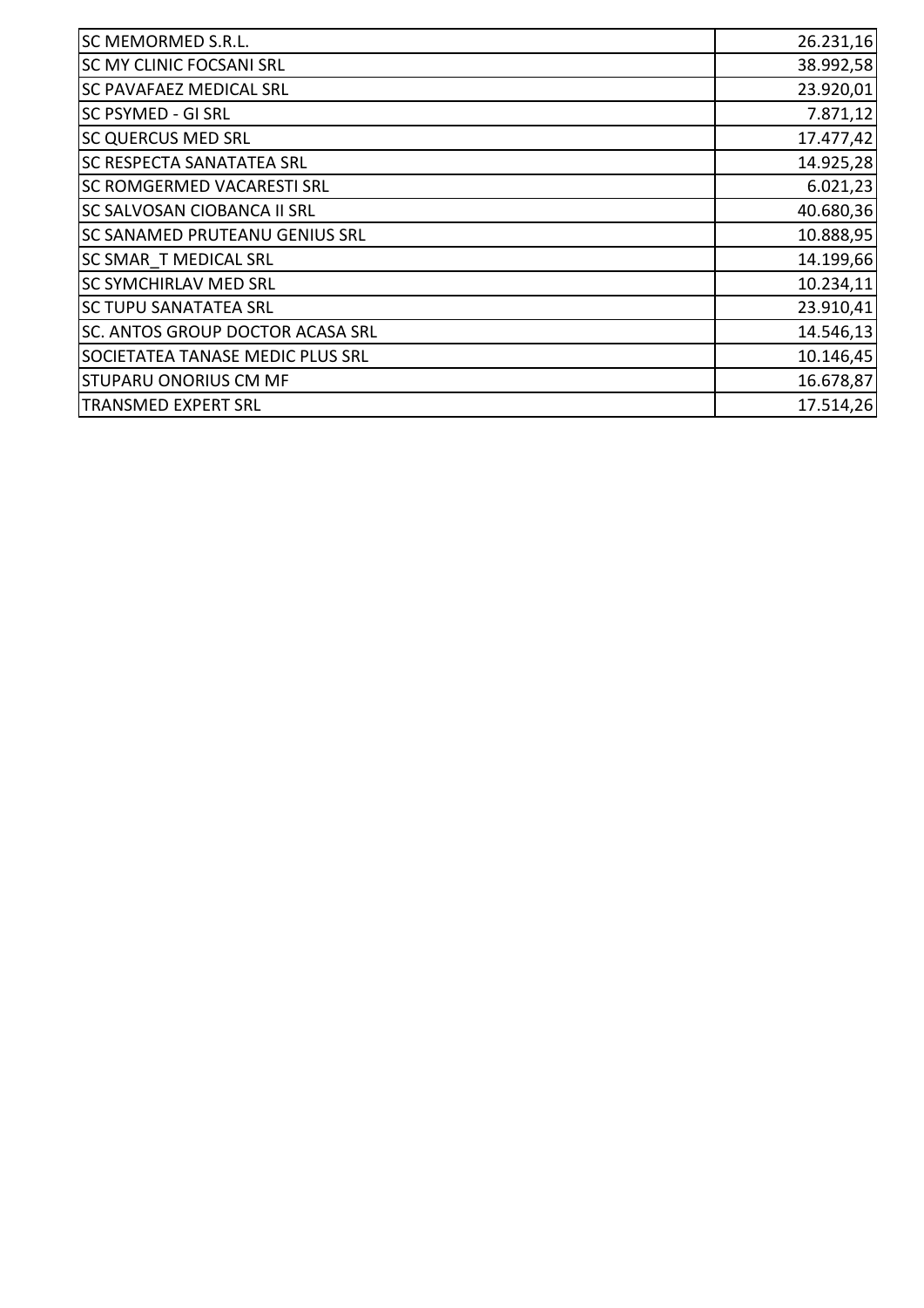| | |
|---|---|
| SC MEMORMED S.R.L. | 26.231,16 |
| SC MY CLINIC FOCSANI SRL | 38.992,58 |
| SC PAVAFAEZ MEDICAL SRL | 23.920,01 |
| SC PSYMED - GI SRL | 7.871,12 |
| SC QUERCUS MED SRL | 17.477,42 |
| SC RESPECTA SANATATEA SRL | 14.925,28 |
| SC ROMGERMED VACARESTI SRL | 6.021,23 |
| SC SALVOSAN CIOBANCA II SRL | 40.680,36 |
| SC SANAMED PRUTEANU GENIUS SRL | 10.888,95 |
| SC SMAR_T MEDICAL SRL | 14.199,66 |
| SC SYMCHIRLAV MED SRL | 10.234,11 |
| SC TUPU SANATATEA SRL | 23.910,41 |
| SC. ANTOS GROUP DOCTOR ACASA SRL | 14.546,13 |
| SOCIETATEA TANASE MEDIC PLUS SRL | 10.146,45 |
| STUPARU ONORIUS CM MF | 16.678,87 |
| TRANSMED EXPERT SRL | 17.514,26 |